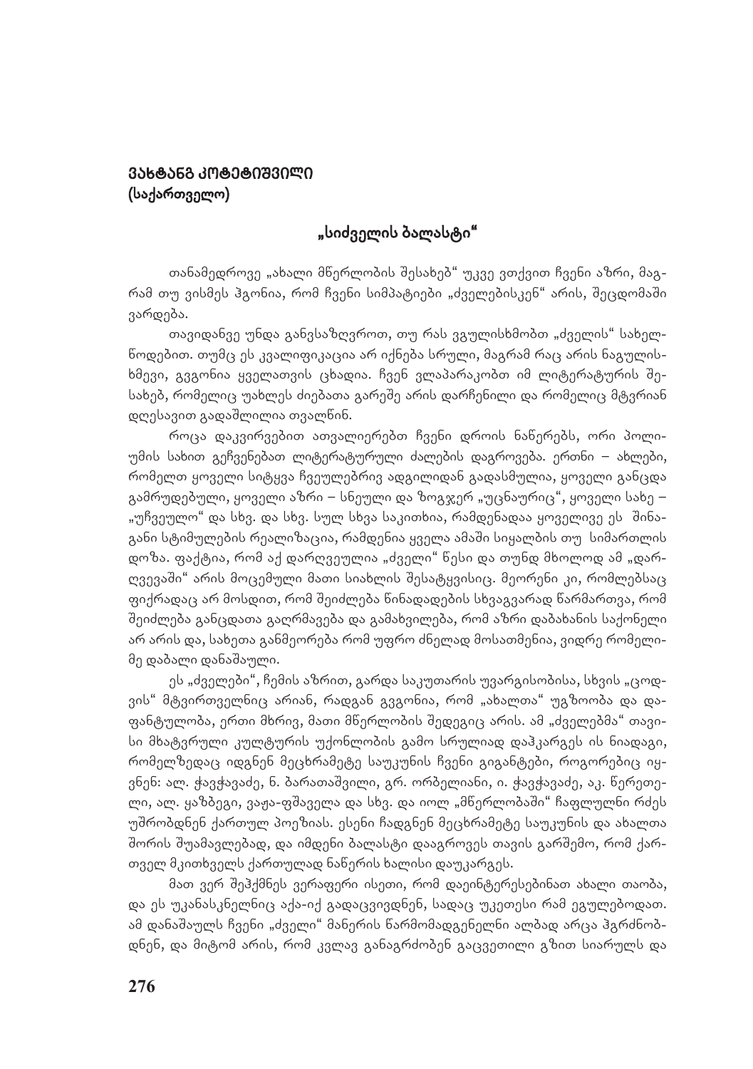**ვახტანგ კოტეტიშვილი**
**(საქართველო)**

## „სიძველის ბალასტი"

თანამედროვე „ახალი მწერლობის შესახებ" უკვე ვთქვით ჩვენი აზრი, მაგრამ თუ ვისმეს ჰგონია, რომ ჩვენი სიმპატიები „ძველებისკენ" არის, შეცდომაში ვარდება.

თავიდანვე უნდა განვსაზღვროთ, თუ რას ვგულისხმობთ „ძველის" სახელწოდებით. თუმც ეს კვალიფიკაცია არ იქნება სრული, მაგრამ რაც არის ნაგულისხმევი, გვგონია ყველათვის ცხადია. ჩვენ ვლაპარაკობთ იმ ლიტერატურის შესახებ, რომელიც უახლეს ძიებათა გარეშე არის დარჩენილი და რომელიც მტვრიან დღესავით გადაშლილია თვალწინ.

როცა დაკვირვებით ათვალიერებთ ჩვენი დროის ნაწერებს, ორი პოლიუმის სახით გეჩვენებათ ლიტერატურული ძალების დაგროვება. ერთნი – ახლები, რომელთ ყოველი სიტყვა ჩვეულებრივ ადგილიდან გადასმულია, ყოველი განცდა გამრუდებული, ყოველი აზრი – სნეული და ზოგჯერ „უცნაურიც", ყოველი სახე – „უჩვეულო" და სხვ. და სხვ. სულ სხვა საკითხია, რამდენადაა ყოველივე ეს შინაგანი სტიმულების რეალიზაცია, რამდენია ყველა ამაში სიყალბის თუ სიმართლის დოზა. ფაქტია, რომ აქ დარღვეულია „ძველი" წესი და თუნდ მხოლოდ ამ „დარღვევაში" არის მოცემული მათი სიახლის შესატყვისიც. მეორენი კი, რომლებსაც ფიქრადაც არ მოსდით, რომ შეიძლება წინადადების სხვაგვარად წარმართვა, რომ შეიძლება განცდათა გაღრმავება და გამახვილება, რომ აზრი დაბახანის საქონელი არ არის და, სახეთა განმეორება რომ უფრო ძნელად მოსათმენია, ვიდრე რომელიმე დაბალი დანაშაული.

ეს „ძველები", ჩემის აზრით, გარდა საკუთარის უვარგისობისა, სხვის „ცოდვის" მტვირთველნიც არიან, რადგან გვგონია, რომ „ახალთა" უგზოობა და დაფანტულობა, ერთი მხრივ, მათი მწერლობის შედეგიც არის. ამ „ძველებმა" თავისი მხატვრული კულტურის უქონლობის გამო სრულიად დაჰკარგეს ის ნიადაგი, რომელზედაც იდგნენ მეცხრამეტე საუკუნის ჩვენი გიგანტები, როგორებიც იყვნენ: ალ. ჭავჭავაძე, ნ. ბარათაშვილი, გრ. ორბელიანი, ი. ჭავჭავაძე, აკ. წერეთელი, ალ. ყაზბეგი, ვაჟა-ფშაველა და სხვ. და იოლ „მწერლობაში" ჩაფლულნი რძეს უშრობდნენ ქართულ პოეზიას. ესენი ჩადგნენ მეცხრამეტე საუკუნის და ახალთა შორის შუამავლებად, და იმდენი ბალასტი დააგროვეს თავის გარშემო, რომ ქართველ მკითხველს ქართულად ნაწერის ხალისი დაუკარგეს.

მათ ვერ შეჰქმნეს ვერაფერი ისეთი, რომ დაეინტერესებინათ ახალი თაობა, და ეს უკანასკნელნიც აქა-იქ გადაცვივდნენ, სადაც უკეთესი რამ ეგულებოდათ. ამ დანაშაულს ჩვენი „ძველი" მანერის წარმომადგენელნი ალბად არცა ჰგრძნობდნენ, და მიტომ არის, რომ კვლავ განაგრძობენ გაცვეთილი გზით სიარულს და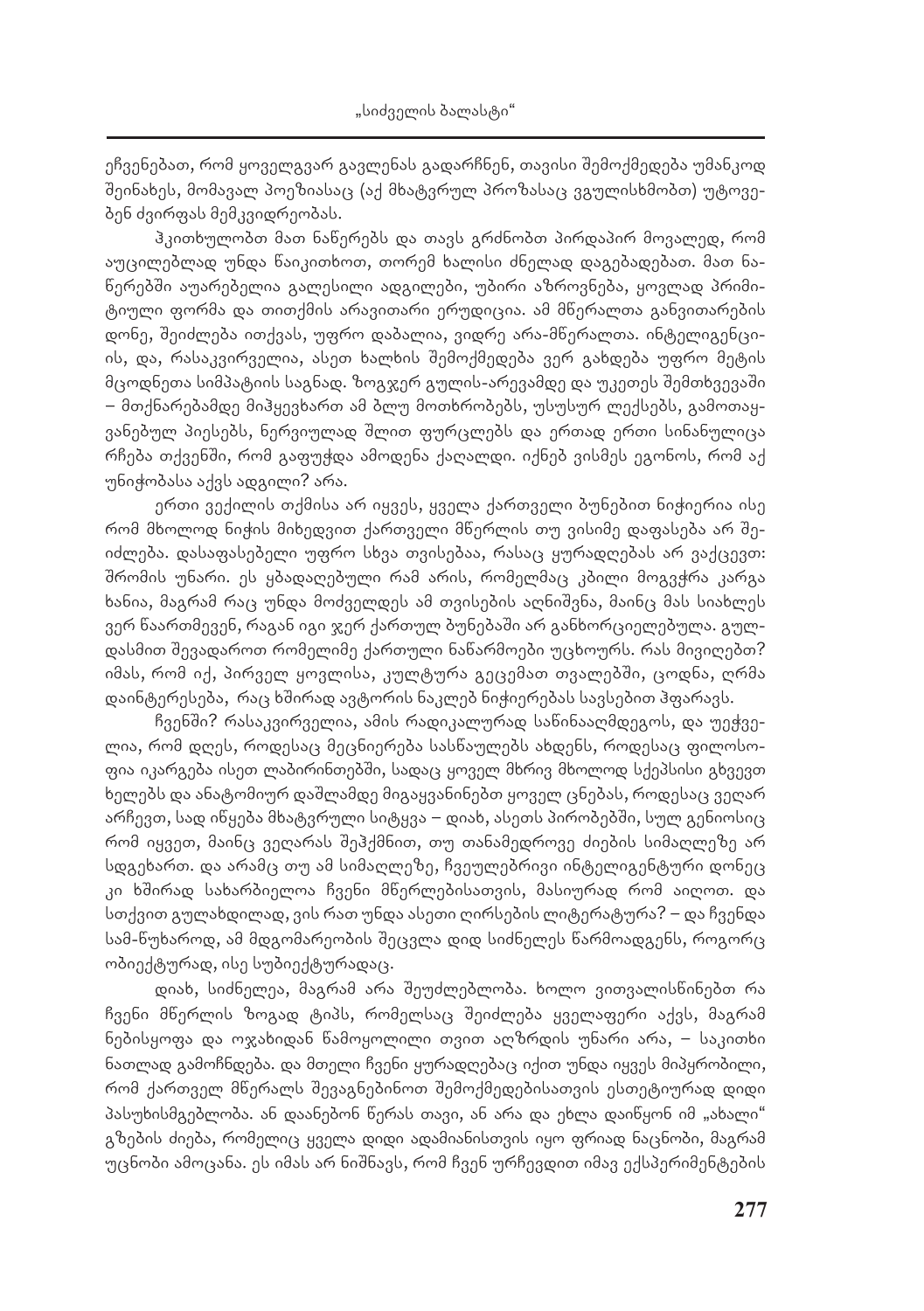ეჩვენებათ, რომ ყოველგვარ გავლენას გადარჩნენ, თავისი შემოქმედება უმანკოდ შეინახეს, მომავალ პოეზიასაც (აქ მხატვრულ პროზასაც ვგულისხმობთ) უტოვებენ ძვირფას მემკვიდრეობას.

ჰკითხულობთ მათ ნაწერებს და თავს გრძნობთ პირდაპირ მოვალედ, რომ აუცილებლად უნდა წაიკითხოთ, თორემ ხალისი ძნელად დაგებადებათ. მათ ნაწერებში აუარებელია გალესილი ადგილები, უბირი აზროვნება, ყოვლად პრიმიტიული ფორმა და თითქმის არავითარი ერუდიცია. ამ მწერალთა განვითარების დონე, შეიძლება ითქვას, უფრო დაბალია, ვიდრე არა-მწერალთა. ინტელიგენციის, და, რასაკვირველია, ასეთ ხალხის შემოქმედება ვერ გახდება უფრო მეტის მცოდნეთა სიმპატიის საგნად. ზოგჯერ გულის-არევამდე და უკეთეს შემთხვევაში – მთქნარებამდე მიჰყევხართ ამ ბლუ მოთხრობებს, უსუსურ ლექსებს, გამოთაყვანებულ პიესებს, ნერვიულად შლით ფურცლებს და ერთად ერთი სინანულიცა რჩება თქვენში, რომ გაფუჭდა ამოდენა ქაღალდი. იქნებ ვისმეს ეგონოს, რომ აქ უნიჭობასა აქვს ადგილი? არა.

ერთი ვექილის თქმისა არ იყვეს, ყველა ქართველი ბუნებით ნიჭიერია ისე რომ მხოლოდ ნიჭის მიხედვით ქართველი მწერლის თუ ვისიმე დაფასება არ შეიძლება. დასაფასებელი უფრო სხვა თვისებაა, რასაც ყურადღებას არ ვაქცევთ: შრომის უნარი. ეს ყბადაღებული რამ არის, რომელმაც კბილი მოგვჭრა კარგა ხანია, მაგრამ რაც უნდა მოძველდეს ამ თვისების აღნიშვნა, მაინც მას სიახლეს ვერ წაართმევენ, რაგან იგი ჯერ ქართულ ბუნებაში არ განხორციელებულა. გულდასმით შევადაროთ რომელიმე ქართული ნაწარმოები უცხოურს. რას მივიღებთ? იმას, რომ იქ, პირველ ყოვლისა, კულტურა გეცემათ თვალებში, ცოდნა, ღრმა დაინტერესება, რაც ხშირად ავტორის ნაკლებ ნიჭიერებას სავსებით ჰფარავს.

ჩვენში? რასაკვირველია, ამის რადიკალურად საწინააღმდეგოს, და უეჭველია, რომ დღეს, როდესაც მეცნიერება სასწაულებს ახდენს, როდესაც ფილოსოფია იკარგება ისეთ ლაბირინთებში, სადაც ყოველ მხრივ მხოლოდ სქეპსისი გხვევთ ხელებს და ანატომიურ დაშლამდე მიგაყვანინებთ ყოველ ცნებას, როდესაც ველარ არჩევთ, სად იწყება მხატვრული სიტყვა – დიახ, ასეთს პირობებში, სულ გენიოსიც რომ იყვეთ, მაინც ველარას შეჰქმნით, თუ თანამედროვე ძიების სიმაღლეზე არ სდგეხართ. და არამც თუ ამ სიმაღლეზე, ჩვეულებრივი ინტელიგენტური დონეც კი ხშირად სახარბიელოა ჩვენი მწერლებისათვის, მასიურად რომ აიღოთ. და სთქვით გულახდილად, ვის რათ უნდა ასეთი ღირსების ლიტერატურა? – და ჩვენდა სამ-წუხაროდ, ამ მდგომარეობის შეცვლა დიდ სიძნელეს წარმოადგენს, როგორც ობიექტურად, ისე სუბიექტურადაც.

დიახ, სიძნელეა, მაგრამ არა შეუძლებლობა. ხოლო ვითვალისწინებთ რა ჩვენი მწერლის ზოგად ტიპს, რომელსაც შეიძლება ყველაფერი აქვს, მაგრამ ნებისყოფა და ოჯახიდან წამოყოლილი თვით აღზრდის უნარი არა, – საკითხი ნათლად გამოჩნდება. და მთელი ჩვენი ყურადღებაც იქით უნდა იყვეს მიპყრობილი, რომ ქართველ მწერალს შევაგნებინოთ შემოქმედებისათვის ესთეტიურად დიდი პასუხისმგებლობა. ან დაანებონ წერას თავი, ან არა და ეხლა დაიწყონ იმ „ახალი" გზების ძიება, რომელიც ყველა დიდი ადამიანისთვის იყო ფრიად ნაცნობი, მაგრამ უცნობი ამოცანა. ეს იმას არ ნიშნავს, რომ ჩვენ ურჩევდით იმავ ექსპერიმენტების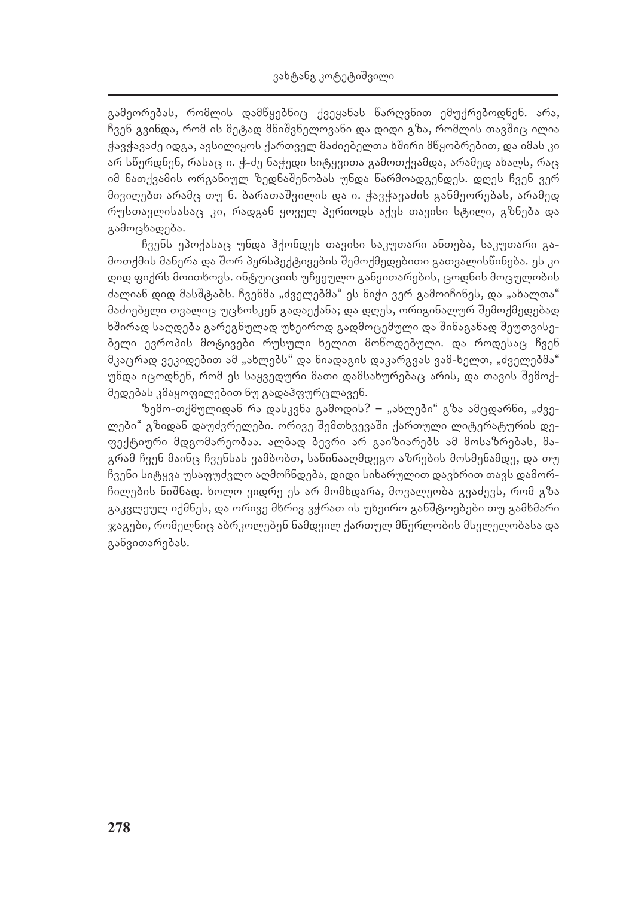გამეორებას, რომლის დამწყებნიც ქვეყანას წარღვნით ემუქრებოდნენ. არა, ჩვენ გვინდა, რომ ის მეტად მნიშვნელოვანი და დიდი გზა, რომლის თავშიც ილია ჭავჭავაძე იდგა, ავსილიყოს ქართველ მაძიებელთა ხშირი მწყობრებით, და იმას კი არ სწერდნენ, რასაც ი. ჭ-ძე ნაჭედი სიტყვითა გამოთქვამდა, არამედ ახალს, რაც იმ ნათქვამის ორგანიულ ზედნაშენობას უნდა წარმოადგენდეს. დღეს ჩვენ ვერ მივიღებთ არამც თუ ნ. ბარათაშვილის და ი. ჭავჭავაძის განმეორებას, არამედ რუსთაველისასაც კი, რადგან ყოველ პერიოდს აქვს თავისი სტილი, გზნება და გამოცხადება.

ჩვენს ეპოქასაც უნდა ჰქონდეს თავისი საკუთარი ანთება, საკუთარი გამოთქმის მანერა და შორ პერსპექტივების შემოქმედებითი გათვალისწინება. ეს კი დიდ ფიქრს მოითხოვს. ინტუიციის უჩვეულო განვითარების, ცოდნის მოცულობის ძალიან დიდ მასშტაბს. ჩვენმა „ძველებმა“ ეს ნიჭი ვერ გამოიჩინეს, და „ახალთა“ მაძიებელი თვალიც უცხოსკენ გადაექანა; და დღეს, ორიგინალურ შემოქმედებად ხშირად საღდება გარეგნულად უხეიროდ გადმოცემული და შინაგანად შეუთვისებელი ევროპის მოტივები რუსული ხელით მოწოდებული. და როდესაც ჩვენ მკაცრად ვეკიდებით ამ „ახლებს“ და ნიადაგის დაკარგვას ვამ-ხელთ, „ძველებმა“ უნდა იცოდნენ, რომ ეს საყვედური მათი დამსახურებაც არის, და თავის შემოქმედებას კმაყოფილებით ნუ გადაჰფურცლავენ.

ზემო-თქმულიდან რა დასკვნა გამოდის? – „ახლები“ გზა ამცდარნი, „ძველები“ გზიდან დაუძვრელები. ორივე შემთხვევაში ქართული ლიტერატურის დეფექტიური მდგომარეობაა. ალბად ბევრი არ გაიზიარებს ამ მოსაზრებას, მაგრამ ჩვენ მაინც ჩვენსას ვამბობთ, საწინააღმდეგო აზრების მოსმენამდე, და თუ ჩვენი სიტყვა უსაფუძვლო აღმოჩნდება, დიდი სიხარულით დავხრით თავს დამორჩილების ნიშნად. ხოლო ვიდრე ეს არ მომხდარა, მოვალეობა გვაძევს, რომ გზა გაკვლეულ იქმნეს, და ორივე მხრივ ვჭრათ ის უხეირო განშტოებები თუ გამხმარი ჯაგები, რომელნიც აბრკოლებენ ნამდვილ ქართულ მწერლობის მსვლელობასა და განვითარებას.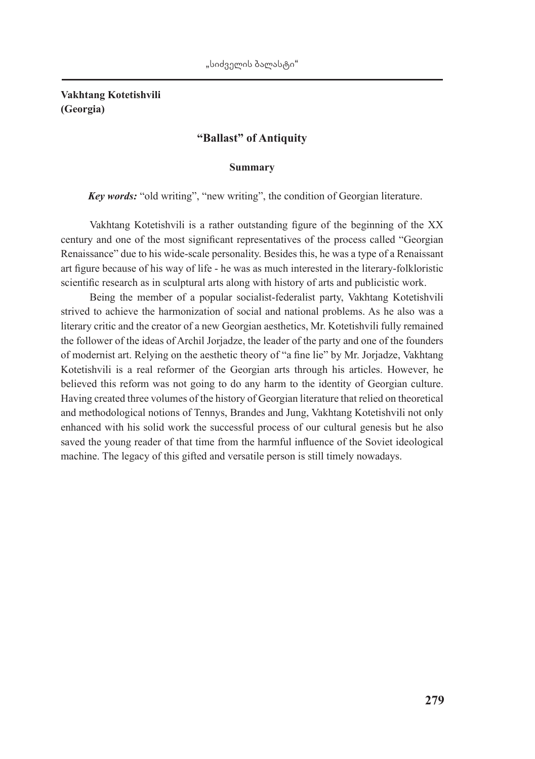**Vakhtang Kotetishvili**
**(Georgia)**

## "Ballast" of Antiquity

### Summary

***Key words:*** "old writing", "new writing", the condition of Georgian literature.

Vakhtang Kotetishvili is a rather outstanding figure of the beginning of the XX century and one of the most significant representatives of the process called "Georgian Renaissance" due to his wide-scale personality. Besides this, he was a type of a Renaissant art figure because of his way of life - he was as much interested in the literary-folkloristic scientific research as in sculptural arts along with history of arts and publicistic work.

Being the member of a popular socialist-federalist party, Vakhtang Kotetishvili strived to achieve the harmonization of social and national problems. As he also was a literary critic and the creator of a new Georgian aesthetics, Mr. Kotetishvili fully remained the follower of the ideas of Archil Jorjadze, the leader of the party and one of the founders of modernist art. Relying on the aesthetic theory of "a fine lie" by Mr. Jorjadze, Vakhtang Kotetishvili is a real reformer of the Georgian arts through his articles. However, he believed this reform was not going to do any harm to the identity of Georgian culture. Having created three volumes of the history of Georgian literature that relied on theoretical and methodological notions of Tennys, Brandes and Jung, Vakhtang Kotetishvili not only enhanced with his solid work the successful process of our cultural genesis but he also saved the young reader of that time from the harmful influence of the Soviet ideological machine. The legacy of this gifted and versatile person is still timely nowadays.